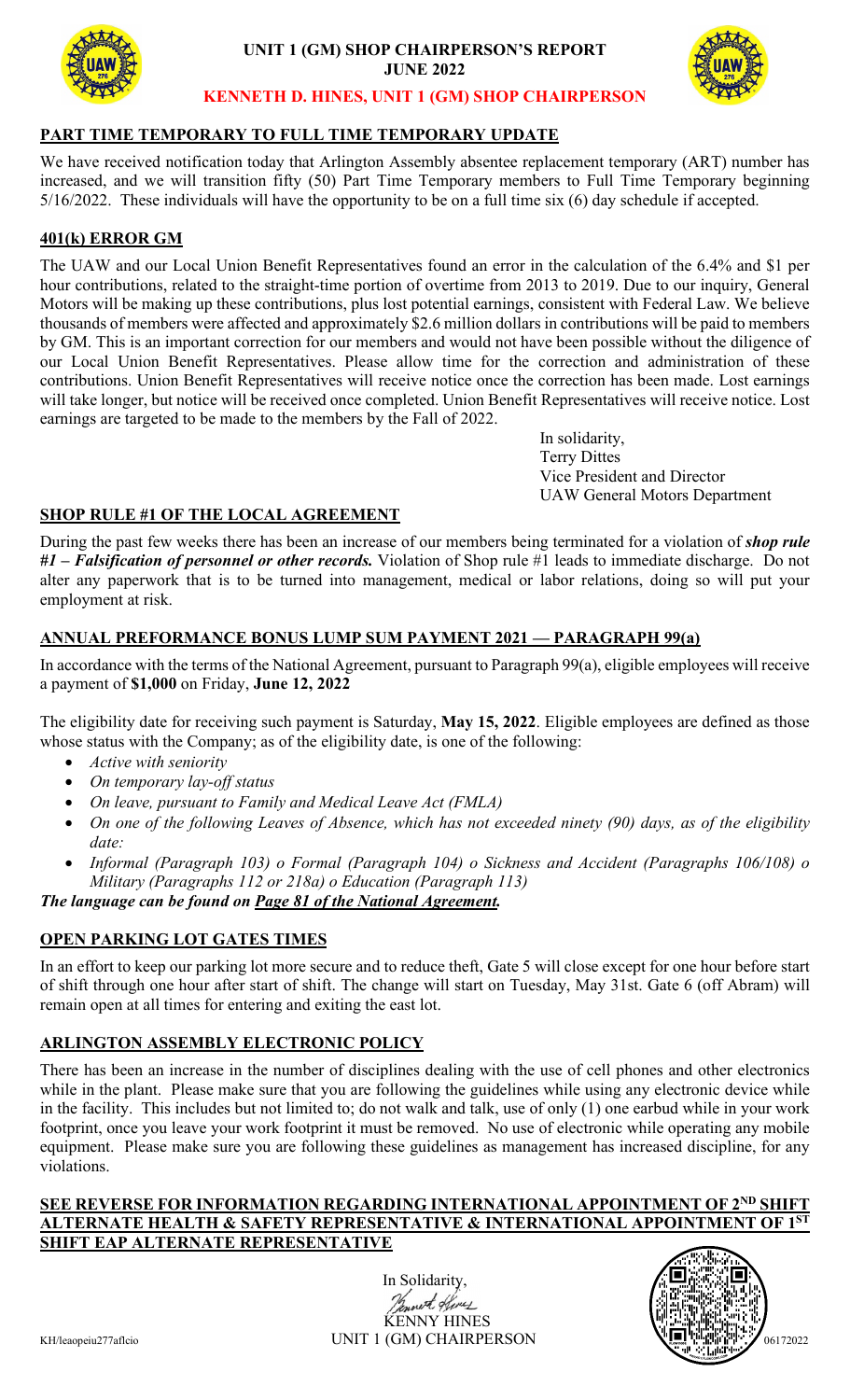# UNIT 1 (GM) SHOP CHAIRPERSON'S REPORT
## JUNE 2022
### KENNETH D. HINES, UNIT 1 (GM) SHOP CHAIRPERSON

## PART TIME TEMPORARY TO FULL TIME TEMPORARY UPDATE

We have received notification today that Arlington Assembly absentee replacement temporary (ART) number has increased, and we will transition fifty (50) Part Time Temporary members to Full Time Temporary beginning 5/16/2022. These individuals will have the opportunity to be on a full time six (6) day schedule if accepted.

## 401(k) ERROR GM

The UAW and our Local Union Benefit Representatives found an error in the calculation of the 6.4% and $1 per hour contributions, related to the straight-time portion of overtime from 2013 to 2019. Due to our inquiry, General Motors will be making up these contributions, plus lost potential earnings, consistent with Federal Law. We believe thousands of members were affected and approximately $2.6 million dollars in contributions will be paid to members by GM. This is an important correction for our members and would not have been possible without the diligence of our Local Union Benefit Representatives. Please allow time for the correction and administration of these contributions. Union Benefit Representatives will receive notice once the correction has been made. Lost earnings will take longer, but notice will be received once completed. Union Benefit Representatives will receive notice. Lost earnings are targeted to be made to the members by the Fall of 2022.

In solidarity,
Terry Dittes
Vice President and Director
UAW General Motors Department

## SHOP RULE #1 OF THE LOCAL AGREEMENT

During the past few weeks there has been an increase of our members being terminated for a violation of ***shop rule #1 – Falsification of personnel or other records.*** Violation of Shop rule #1 leads to immediate discharge. Do not alter any paperwork that is to be turned into management, medical or labor relations, doing so will put your employment at risk.

## ANNUAL PREFORMANCE BONUS LUMP SUM PAYMENT 2021 — PARAGRAPH 99(a)

In accordance with the terms of the National Agreement, pursuant to Paragraph 99(a), eligible employees will receive a payment of **$1,000** on Friday, **June 12, 2022**

The eligibility date for receiving such payment is Saturday, **May 15, 2022**. Eligible employees are defined as those whose status with the Company; as of the eligibility date, is one of the following:

- *Active with seniority*
- *On temporary lay-off status*
- *On leave, pursuant to Family and Medical Leave Act (FMLA)*
- *On one of the following Leaves of Absence, which has not exceeded ninety (90) days, as of the eligibility date:*
- *Informal (Paragraph 103) o Formal (Paragraph 104) o Sickness and Accident (Paragraphs 106/108) o Military (Paragraphs 112 or 218a) o Education (Paragraph 113)*

***The language can be found on Page 81 of the National Agreement.***

## OPEN PARKING LOT GATES TIMES

In an effort to keep our parking lot more secure and to reduce theft, Gate 5 will close except for one hour before start of shift through one hour after start of shift. The change will start on Tuesday, May 31st. Gate 6 (off Abram) will remain open at all times for entering and exiting the east lot.

## ARLINGTON ASSEMBLY ELECTRONIC POLICY

There has been an increase in the number of disciplines dealing with the use of cell phones and other electronics while in the plant. Please make sure that you are following the guidelines while using any electronic device while in the facility. This includes but not limited to; do not walk and talk, use of only (1) one earbud while in your work footprint, once you leave your work footprint it must be removed. No use of electronic while operating any mobile equipment. Please make sure you are following these guidelines as management has increased discipline, for any violations.

**SEE REVERSE FOR INFORMATION REGARDING INTERNATIONAL APPOINTMENT OF 2ND SHIFT ALTERNATE HEALTH & SAFETY REPRESENTATIVE & INTERNATIONAL APPOINTMENT OF 1ST SHIFT EAP ALTERNATE REPRESENTATIVE**

In Solidarity,
KENNY HINES
UNIT 1 (GM) CHAIRPERSON

KH/leaopeiu277aflcio

06172022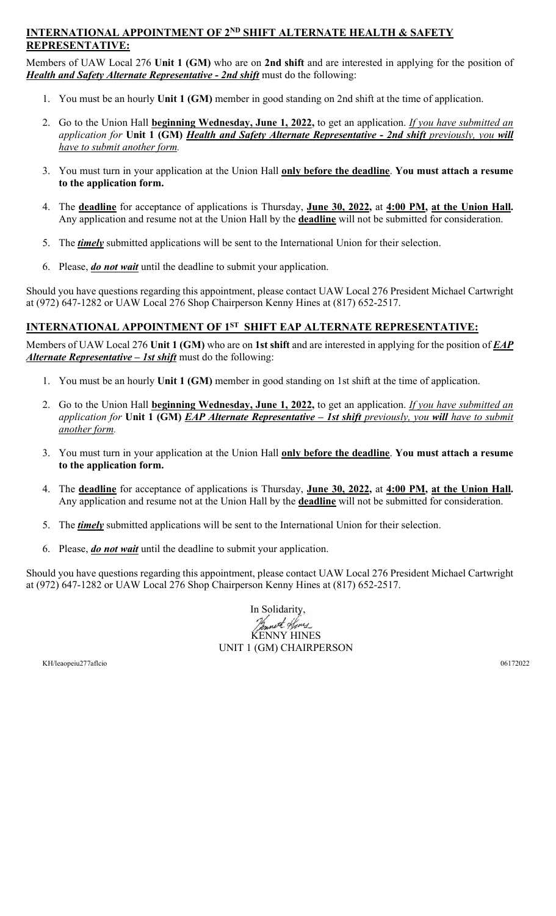## INTERNATIONAL APPOINTMENT OF 2ND SHIFT ALTERNATE HEALTH & SAFETY REPRESENTATIVE:

Members of UAW Local 276 **Unit 1 (GM)** who are on **2nd shift** and are interested in applying for the position of ***Health and Safety Alternate Representative - 2nd shift*** must do the following:

1. You must be an hourly **Unit 1 (GM)** member in good standing on 2nd shift at the time of application.
2. Go to the Union Hall **beginning Wednesday, June 1, 2022,** to get an application. *If you have submitted an application for* **Unit 1 (GM)** ***Health and Safety Alternate Representative - 2nd shift*** *previously, you* ***will*** *have to submit another form.*
3. You must turn in your application at the Union Hall **only before the deadline**. **You must attach a resume to the application form.**
4. The **deadline** for acceptance of applications is Thursday, **June 30, 2022,** at **4:00 PM, at the Union Hall.** Any application and resume not at the Union Hall by the **deadline** will not be submitted for consideration.
5. The ***timely*** submitted applications will be sent to the International Union for their selection.
6. Please, ***do not wait*** until the deadline to submit your application.

Should you have questions regarding this appointment, please contact UAW Local 276 President Michael Cartwright at (972) 647-1282 or UAW Local 276 Shop Chairperson Kenny Hines at (817) 652-2517.

## INTERNATIONAL APPOINTMENT OF 1ST SHIFT EAP ALTERNATE REPRESENTATIVE:

Members of UAW Local 276 **Unit 1 (GM)** who are on **1st shift** and are interested in applying for the position of ***EAP Alternate Representative – 1st shift*** must do the following:

1. You must be an hourly **Unit 1 (GM)** member in good standing on 1st shift at the time of application.
2. Go to the Union Hall **beginning Wednesday, June 1, 2022,** to get an application. *If you have submitted an application for* **Unit 1 (GM)** ***EAP Alternate Representative – 1st shift*** *previously, you* ***will*** *have to submit another form.*
3. You must turn in your application at the Union Hall **only before the deadline**. **You must attach a resume to the application form.**
4. The **deadline** for acceptance of applications is Thursday, **June 30, 2022,** at **4:00 PM, at the Union Hall.** Any application and resume not at the Union Hall by the **deadline** will not be submitted for consideration.
5. The ***timely*** submitted applications will be sent to the International Union for their selection.
6. Please, ***do not wait*** until the deadline to submit your application.

Should you have questions regarding this appointment, please contact UAW Local 276 President Michael Cartwright at (972) 647-1282 or UAW Local 276 Shop Chairperson Kenny Hines at (817) 652-2517.

In Solidarity,

KENNY HINES
UNIT 1 (GM) CHAIRPERSON

KH/leaopeiu277aflcio 06172022